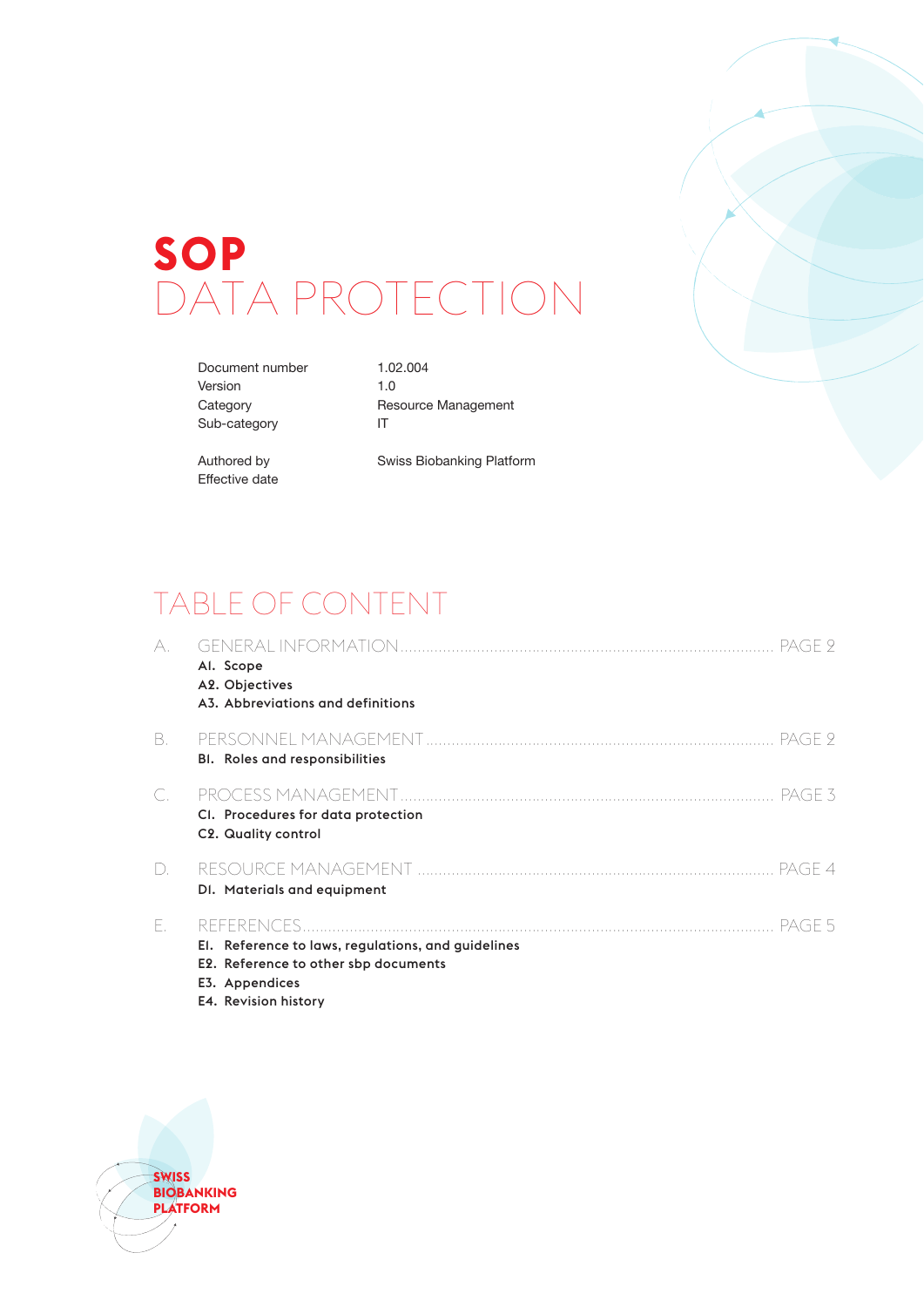# SOP
# DATA PROTECTION

| | |
|---|---|
| Document number | 1.02.004 |
| Version | 1.0 |
| Category | Resource Management |
| Sub-category | IT |
| Authored by | Swiss Biobanking Platform |
| Effective date | |

## TABLE OF CONTENT

A. GENERAL INFORMATION ........ PAGE 2
- **A1. Scope**
- **A2. Objectives**
- **A3. Abbreviations and definitions**

B. PERSONNEL MANAGEMENT ........ PAGE 2
- **B1. Roles and responsibilities**

C. PROCESS MANAGEMENT ........ PAGE 3
- **C1. Procedures for data protection**
- **C2. Quality control**

D. RESOURCE MANAGEMENT ........ PAGE 4
- **D1. Materials and equipment**

E. REFERENCES ........ PAGE 5
- **E1. Reference to laws, regulations, and guidelines**
- **E2. Reference to other sbp documents**
- **E3. Appendices**
- **E4. Revision history**

SWISS BIOBANKING PLATFORM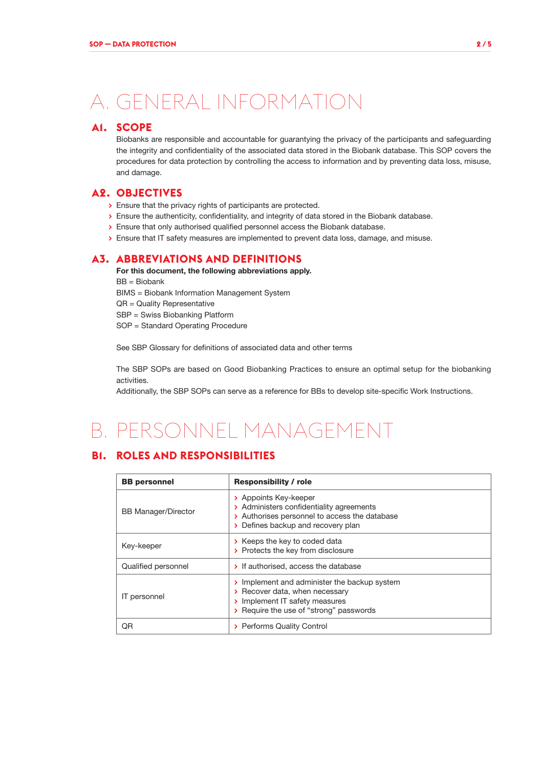# A. GENERAL INFORMATION

## A1. SCOPE

Biobanks are responsible and accountable for guarantying the privacy of the participants and safeguarding the integrity and confidentiality of the associated data stored in the Biobank database. This SOP covers the procedures for data protection by controlling the access to information and by preventing data loss, misuse, and damage.

## A2. OBJECTIVES

- Ensure that the privacy rights of participants are protected.
- Ensure the authenticity, confidentiality, and integrity of data stored in the Biobank database.
- Ensure that only authorised qualified personnel access the Biobank database.
- Ensure that IT safety measures are implemented to prevent data loss, damage, and misuse.

## A3. ABBREVIATIONS AND DEFINITIONS

**For this document, the following abbreviations apply.**

BB = Biobank
BIMS = Biobank Information Management System
QR = Quality Representative
SBP = Swiss Biobanking Platform
SOP = Standard Operating Procedure

See SBP Glossary for definitions of associated data and other terms

The SBP SOPs are based on Good Biobanking Practices to ensure an optimal setup for the biobanking activities.
Additionally, the SBP SOPs can serve as a reference for BBs to develop site-specific Work Instructions.

# B. PERSONNEL MANAGEMENT

## B1. ROLES AND RESPONSIBILITIES

| BB personnel | Responsibility / role |
|---|---|
| BB Manager/Director | › Appoints Key-keeper<br>› Administers confidentiality agreements<br>› Authorises personnel to access the database<br>› Defines backup and recovery plan |
| Key-keeper | › Keeps the key to coded data<br>› Protects the key from disclosure |
| Qualified personnel | › If authorised, access the database |
| IT personnel | › Implement and administer the backup system<br>› Recover data, when necessary<br>› Implement IT safety measures<br>› Require the use of “strong” passwords |
| QR | › Performs Quality Control |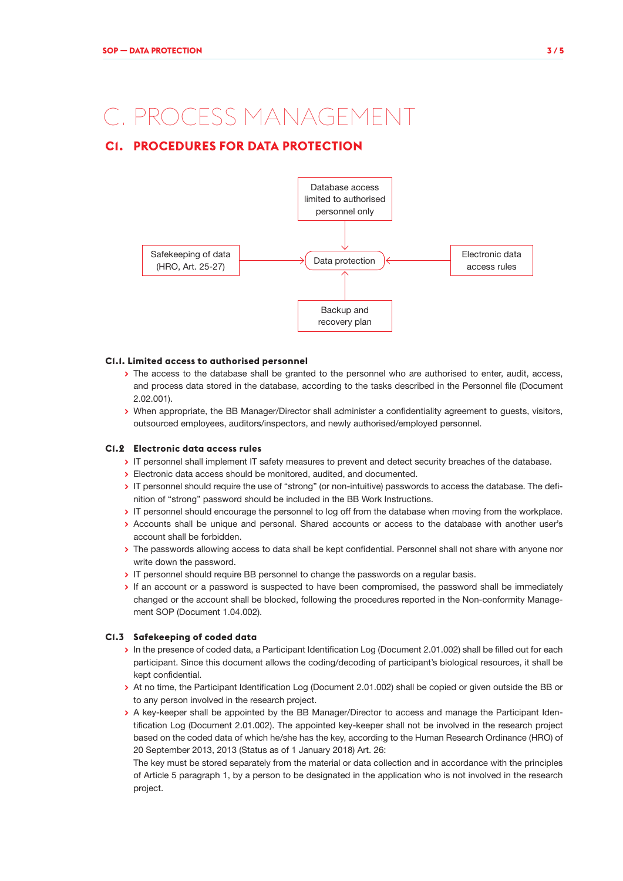# C. PROCESS MANAGEMENT

## C1. PROCEDURES FOR DATA PROTECTION

Database access limited to authorised personnel only

Safekeeping of data (HRO, Art. 25-27)

Data protection

Electronic data access rules

Backup and recovery plan

### C1.1. Limited access to authorised personnel

- The access to the database shall be granted to the personnel who are authorised to enter, audit, access, and process data stored in the database, according to the tasks described in the Personnel file (Document 2.02.001).
- When appropriate, the BB Manager/Director shall administer a confidentiality agreement to guests, visitors, outsourced employees, auditors/inspectors, and newly authorised/employed personnel.

### C1.2 Electronic data access rules

- IT personnel shall implement IT safety measures to prevent and detect security breaches of the database.
- Electronic data access should be monitored, audited, and documented.
- IT personnel should require the use of "strong" (or non-intuitive) passwords to access the database. The definition of "strong" password should be included in the BB Work Instructions.
- IT personnel should encourage the personnel to log off from the database when moving from the workplace.
- Accounts shall be unique and personal. Shared accounts or access to the database with another user's account shall be forbidden.
- The passwords allowing access to data shall be kept confidential. Personnel shall not share with anyone nor write down the password.
- IT personnel should require BB personnel to change the passwords on a regular basis.
- If an account or a password is suspected to have been compromised, the password shall be immediately changed or the account shall be blocked, following the procedures reported in the Non-conformity Management SOP (Document 1.04.002).

### C1.3 Safekeeping of coded data

- In the presence of coded data, a Participant Identification Log (Document 2.01.002) shall be filled out for each participant. Since this document allows the coding/decoding of participant's biological resources, it shall be kept confidential.
- At no time, the Participant Identification Log (Document 2.01.002) shall be copied or given outside the BB or to any person involved in the research project.
- A key-keeper shall be appointed by the BB Manager/Director to access and manage the Participant Identification Log (Document 2.01.002). The appointed key-keeper shall not be involved in the research project based on the coded data of which he/she has the key, according to the Human Research Ordinance (HRO) of 20 September 2013, 2013 (Status as of 1 January 2018) Art. 26:
  The key must be stored separately from the material or data collection and in accordance with the principles of Article 5 paragraph 1, by a person to be designated in the application who is not involved in the research project.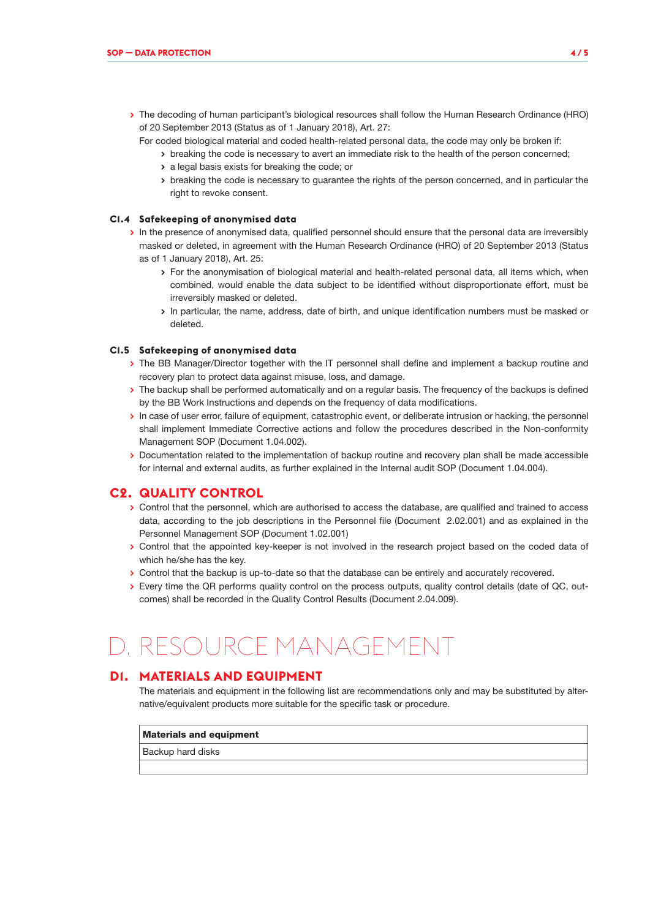- The decoding of human participant's biological resources shall follow the Human Research Ordinance (HRO) of 20 September 2013 (Status as of 1 January 2018), Art. 27:
  For coded biological material and coded health-related personal data, the code may only be broken if:
  - breaking the code is necessary to avert an immediate risk to the health of the person concerned;
  - a legal basis exists for breaking the code; or
  - breaking the code is necessary to guarantee the rights of the person concerned, and in particular the right to revoke consent.

### C1.4 Safekeeping of anonymised data

- In the presence of anonymised data, qualified personnel should ensure that the personal data are irreversibly masked or deleted, in agreement with the Human Research Ordinance (HRO) of 20 September 2013 (Status as of 1 January 2018), Art. 25:
  - For the anonymisation of biological material and health-related personal data, all items which, when combined, would enable the data subject to be identified without disproportionate effort, must be irreversibly masked or deleted.
  - In particular, the name, address, date of birth, and unique identification numbers must be masked or deleted.

### C1.5 Safekeeping of anonymised data

- The BB Manager/Director together with the IT personnel shall define and implement a backup routine and recovery plan to protect data against misuse, loss, and damage.
- The backup shall be performed automatically and on a regular basis. The frequency of the backups is defined by the BB Work Instructions and depends on the frequency of data modifications.
- In case of user error, failure of equipment, catastrophic event, or deliberate intrusion or hacking, the personnel shall implement Immediate Corrective actions and follow the procedures described in the Non-conformity Management SOP (Document 1.04.002).
- Documentation related to the implementation of backup routine and recovery plan shall be made accessible for internal and external audits, as further explained in the Internal audit SOP (Document 1.04.004).

## C2. QUALITY CONTROL

- Control that the personnel, which are authorised to access the database, are qualified and trained to access data, according to the job descriptions in the Personnel file (Document 2.02.001) and as explained in the Personnel Management SOP (Document 1.02.001)
- Control that the appointed key-keeper is not involved in the research project based on the coded data of which he/she has the key.
- Control that the backup is up-to-date so that the database can be entirely and accurately recovered.
- Every time the QR performs quality control on the process outputs, quality control details (date of QC, outcomes) shall be recorded in the Quality Control Results (Document 2.04.009).

# D. RESOURCE MANAGEMENT

## D1. MATERIALS AND EQUIPMENT

The materials and equipment in the following list are recommendations only and may be substituted by alternative/equivalent products more suitable for the specific task or procedure.

| Materials and equipment |
|---|
| Backup hard disks |
| |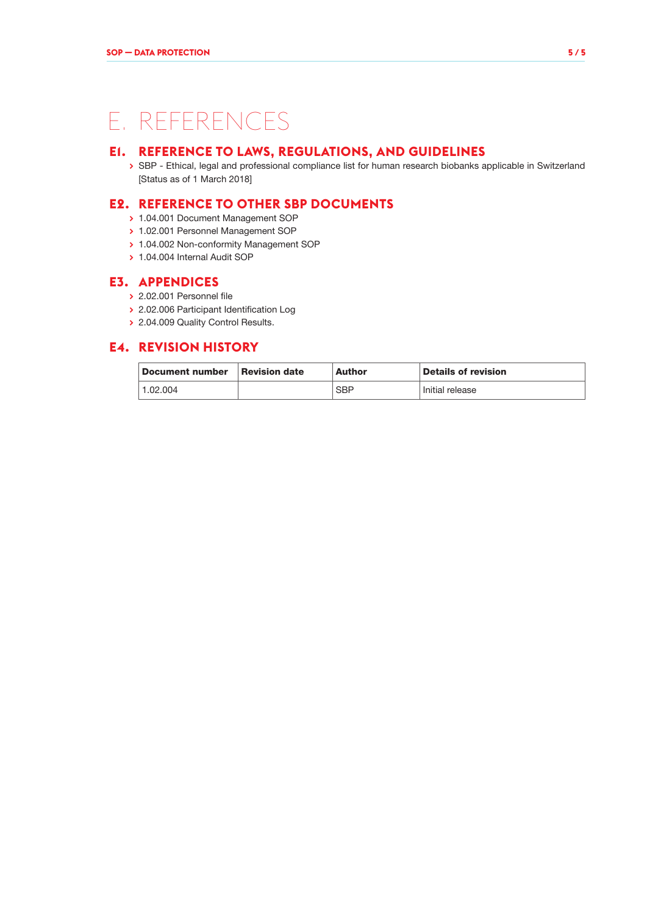# E. REFERENCES

## E1. REFERENCE TO LAWS, REGULATIONS, AND GUIDELINES

- SBP - Ethical, legal and professional compliance list for human research biobanks applicable in Switzerland [Status as of 1 March 2018]

## E2. REFERENCE TO OTHER SBP DOCUMENTS

- 1.04.001 Document Management SOP
- 1.02.001 Personnel Management SOP
- 1.04.002 Non-conformity Management SOP
- 1.04.004 Internal Audit SOP

## E3. APPENDICES

- 2.02.001 Personnel file
- 2.02.006 Participant Identification Log
- 2.04.009 Quality Control Results.

## E4. REVISION HISTORY

| Document number | Revision date | Author | Details of revision |
|---|---|---|---|
| 1.02.004 | | SBP | Initial release |